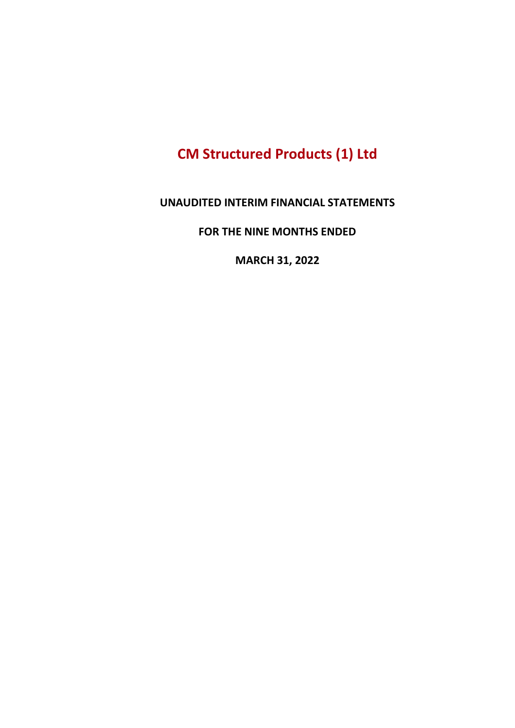# CM Structured Products (1) Ltd

## UNAUDITED INTERIM FINANCIAL STATEMENTS

## FOR THE NINE MONTHS ENDED

## MARCH 31, 2022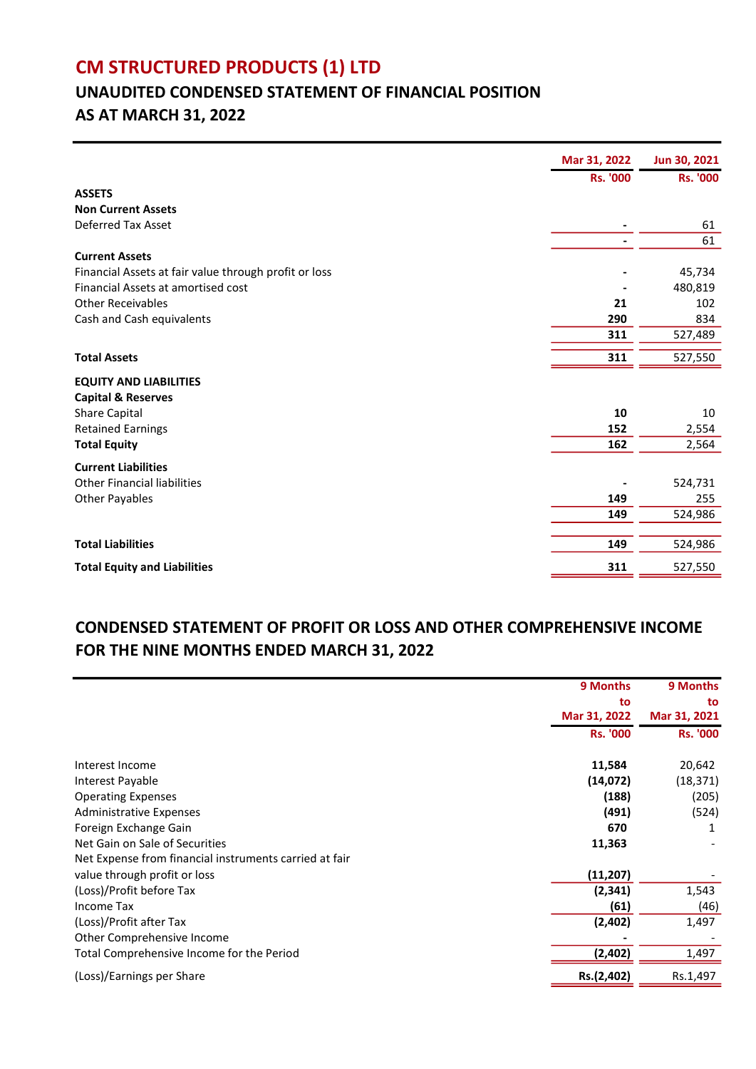# CM STRUCTURED PRODUCTS (1) LTD

## UNAUDITED CONDENSED STATEMENT OF FINANCIAL POSITION
## AS AT MARCH 31, 2022

| | Mar 31, 2022 | Jun 30, 2021 |
|---|---|---|
| | Rs. '000 | Rs. '000 |
| **ASSETS** | | |
| **Non Current Assets** | | |
| Deferred Tax Asset | - | 61 |
| | - | 61 |
| **Current Assets** | | |
| Financial Assets at fair value through profit or loss | - | 45,734 |
| Financial Assets at amortised cost | - | 480,819 |
| Other Receivables | **21** | 102 |
| Cash and Cash equivalents | **290** | 834 |
| | **311** | 527,489 |
| **Total Assets** | **311** | 527,550 |
| **EQUITY AND LIABILITIES** | | |
| **Capital & Reserves** | | |
| Share Capital | **10** | 10 |
| Retained Earnings | **152** | 2,554 |
| **Total Equity** | **162** | 2,564 |
| **Current Liabilities** | | |
| Other Financial liabilities | - | 524,731 |
| Other Payables | **149** | 255 |
| | **149** | 524,986 |
| **Total Liabilities** | **149** | 524,986 |
| **Total Equity and Liabilities** | **311** | 527,550 |

## CONDENSED STATEMENT OF PROFIT OR LOSS AND OTHER COMPREHENSIVE INCOME
## FOR THE NINE MONTHS ENDED MARCH 31, 2022

| | 9 Months to Mar 31, 2022 | 9 Months to Mar 31, 2021 |
|---|---|---|
| | Rs. '000 | Rs. '000 |
| Interest Income | **11,584** | 20,642 |
| Interest Payable | **(14,072)** | (18,371) |
| Operating Expenses | **(188)** | (205) |
| Administrative Expenses | **(491)** | (524) |
| Foreign Exchange Gain | **670** | 1 |
| Net Gain on Sale of Securities | **11,363** | - |
| Net Expense from financial instruments carried at fair value through profit or loss | **(11,207)** | - |
| (Loss)/Profit before Tax | **(2,341)** | 1,543 |
| Income Tax | **(61)** | (46) |
| (Loss)/Profit after Tax | **(2,402)** | 1,497 |
| Other Comprehensive Income | - | - |
| Total Comprehensive Income for the Period | **(2,402)** | 1,497 |
| (Loss)/Earnings per Share | **Rs.(2,402)** | Rs.1,497 |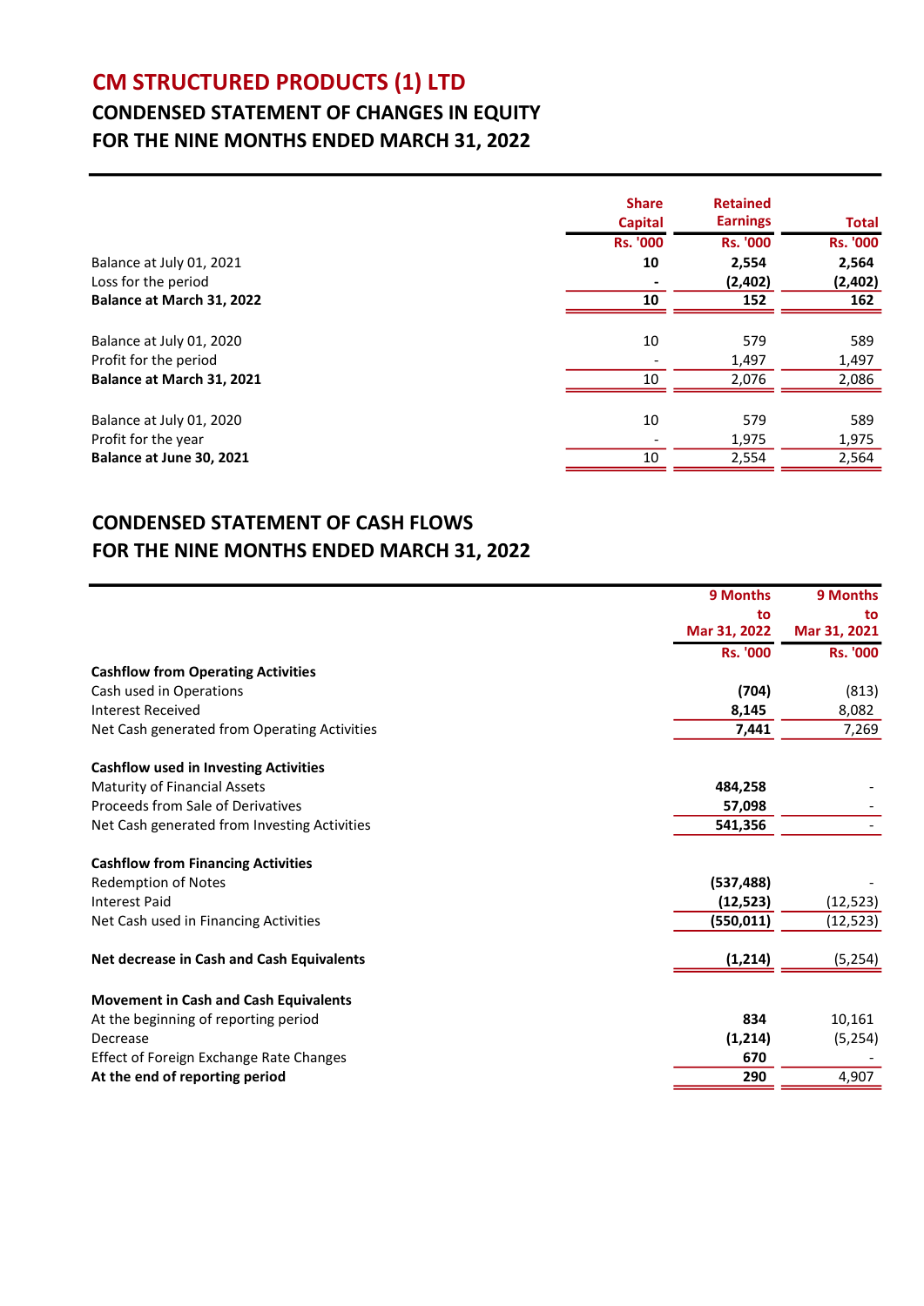# CM STRUCTURED PRODUCTS (1) LTD

## CONDENSED STATEMENT OF CHANGES IN EQUITY
## FOR THE NINE MONTHS ENDED MARCH 31, 2022

| | Share Capital | Retained Earnings | Total |
|---|---|---|---|
| | Rs. '000 | Rs. '000 | Rs. '000 |
| Balance at July 01, 2021 | **10** | **2,554** | **2,564** |
| Loss for the period | **-** | **(2,402)** | **(2,402)** |
| **Balance at March 31, 2022** | **10** | **152** | **162** |
| | | | |
| Balance at July 01, 2020 | 10 | 579 | 589 |
| Profit for the period | - | 1,497 | 1,497 |
| **Balance at March 31, 2021** | 10 | 2,076 | 2,086 |
| | | | |
| Balance at July 01, 2020 | 10 | 579 | 589 |
| Profit for the year | - | 1,975 | 1,975 |
| **Balance at June 30, 2021** | 10 | 2,554 | 2,564 |

## CONDENSED STATEMENT OF CASH FLOWS
## FOR THE NINE MONTHS ENDED MARCH 31, 2022

| | 9 Months to Mar 31, 2022 | 9 Months to Mar 31, 2021 |
|---|---|---|
| | Rs. '000 | Rs. '000 |
| **Cashflow from Operating Activities** | | |
| Cash used in Operations | **(704)** | (813) |
| Interest Received | **8,145** | 8,082 |
| Net Cash generated from Operating Activities | **7,441** | 7,269 |
| | | |
| **Cashflow used in Investing Activities** | | |
| Maturity of Financial Assets | **484,258** | - |
| Proceeds from Sale of Derivatives | **57,098** | - |
| Net Cash generated from Investing Activities | **541,356** | - |
| | | |
| **Cashflow from Financing Activities** | | |
| Redemption of Notes | **(537,488)** | - |
| Interest Paid | **(12,523)** | (12,523) |
| Net Cash used in Financing Activities | **(550,011)** | (12,523) |
| | | |
| **Net decrease in Cash and Cash Equivalents** | **(1,214)** | (5,254) |
| | | |
| **Movement in Cash and Cash Equivalents** | | |
| At the beginning of reporting period | **834** | 10,161 |
| Decrease | **(1,214)** | (5,254) |
| Effect of Foreign Exchange Rate Changes | **670** | - |
| **At the end of reporting period** | **290** | 4,907 |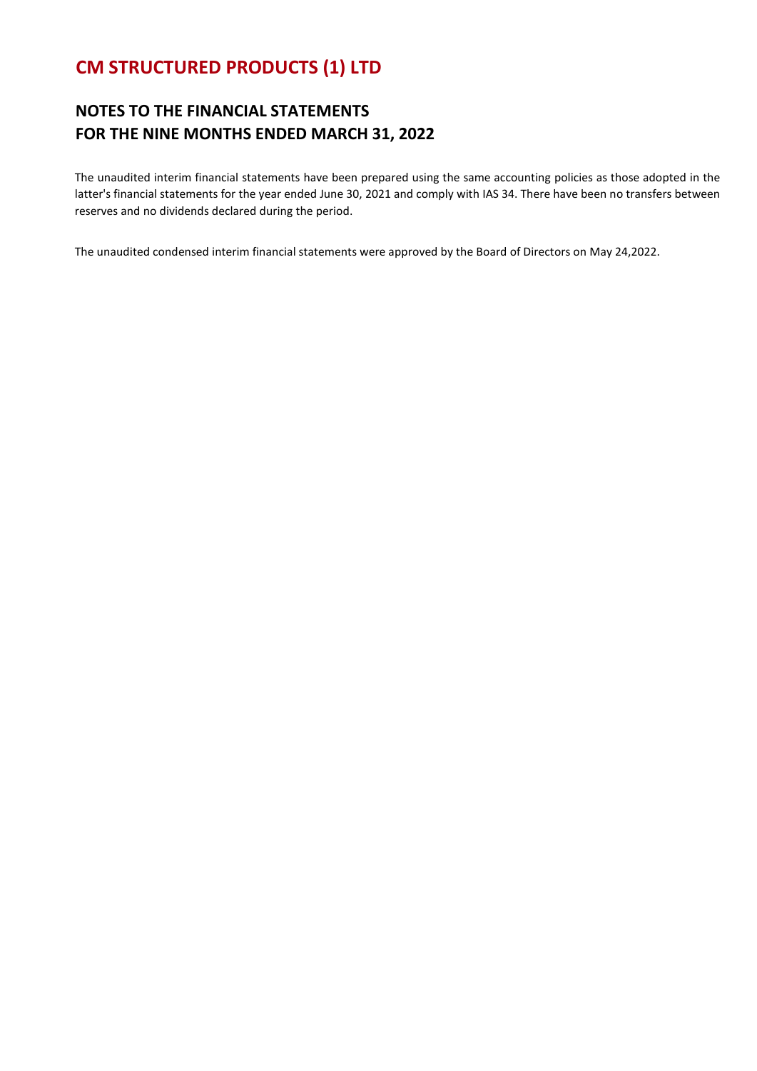# CM STRUCTURED PRODUCTS (1) LTD

## NOTES TO THE FINANCIAL STATEMENTS
## FOR THE NINE MONTHS ENDED MARCH 31, 2022

The unaudited interim financial statements have been prepared using the same accounting policies as those adopted in the latter's financial statements for the year ended June 30, 2021 and comply with IAS 34. There have been no transfers between reserves and no dividends declared during the period.

The unaudited condensed interim financial statements were approved by the Board of Directors on May 24,2022.